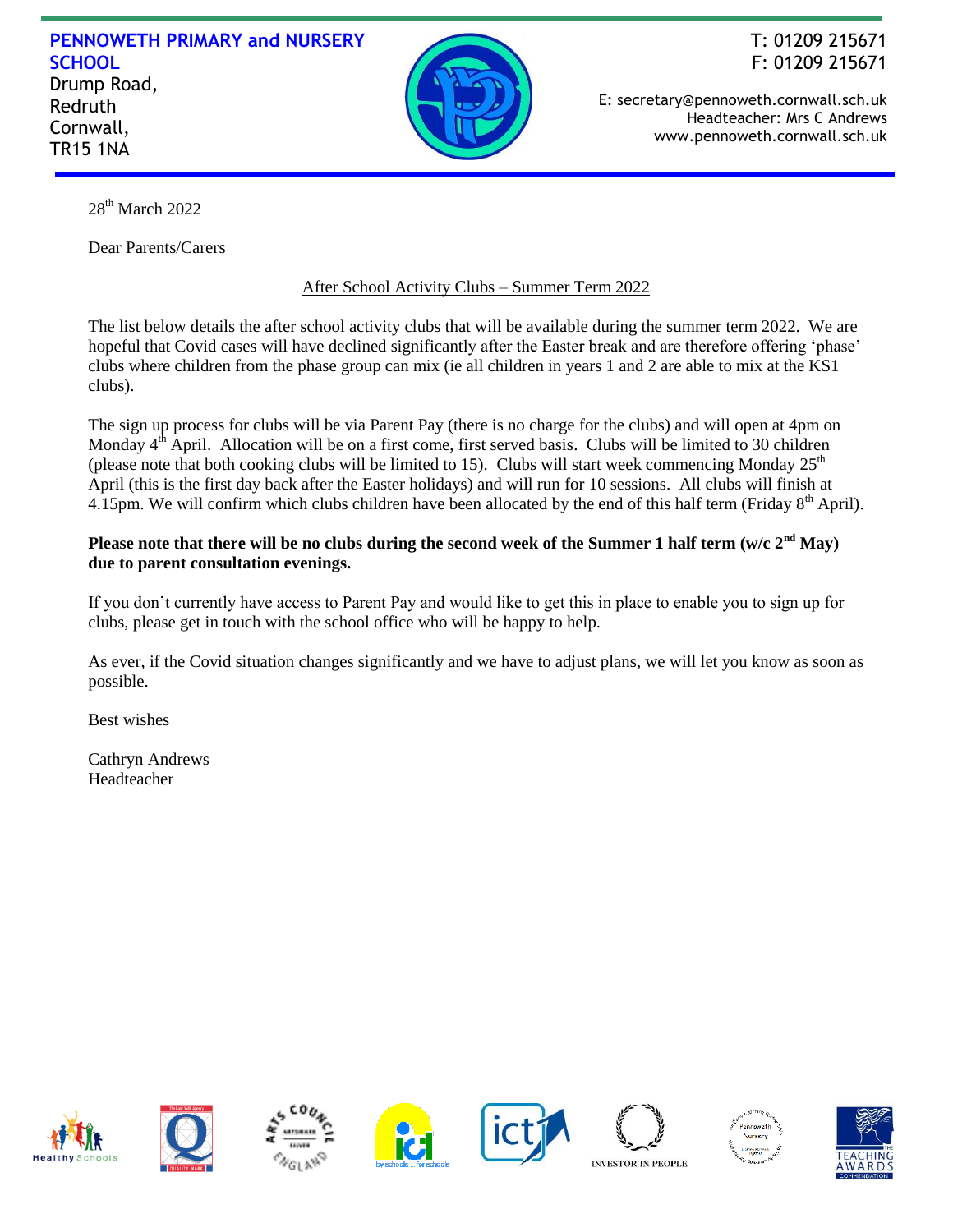**PENNOWETH PRIMARY and NURSERY SCHOOL**
Drump Road,
Redruth
Cornwall,
TR15 1NA

T: 01209 215671
F: 01209 215671

E: secretary@pennoweth.cornwall.sch.uk
Headteacher: Mrs C Andrews
www.pennoweth.cornwall.sch.uk

28th March 2022

Dear Parents/Carers

After School Activity Clubs – Summer Term 2022

The list below details the after school activity clubs that will be available during the summer term 2022. We are hopeful that Covid cases will have declined significantly after the Easter break and are therefore offering 'phase' clubs where children from the phase group can mix (ie all children in years 1 and 2 are able to mix at the KS1 clubs).

The sign up process for clubs will be via Parent Pay (there is no charge for the clubs) and will open at 4pm on Monday 4th April. Allocation will be on a first come, first served basis. Clubs will be limited to 30 children (please note that both cooking clubs will be limited to 15). Clubs will start week commencing Monday 25th April (this is the first day back after the Easter holidays) and will run for 10 sessions. All clubs will finish at 4.15pm. We will confirm which clubs children have been allocated by the end of this half term (Friday 8th April).

**Please note that there will be no clubs during the second week of the Summer 1 half term (w/c 2nd May) due to parent consultation evenings.**

If you don't currently have access to Parent Pay and would like to get this in place to enable you to sign up for clubs, please get in touch with the school office who will be happy to help.

As ever, if the Covid situation changes significantly and we have to adjust plans, we will let you know as soon as possible.

Best wishes

Cathryn Andrews
Headteacher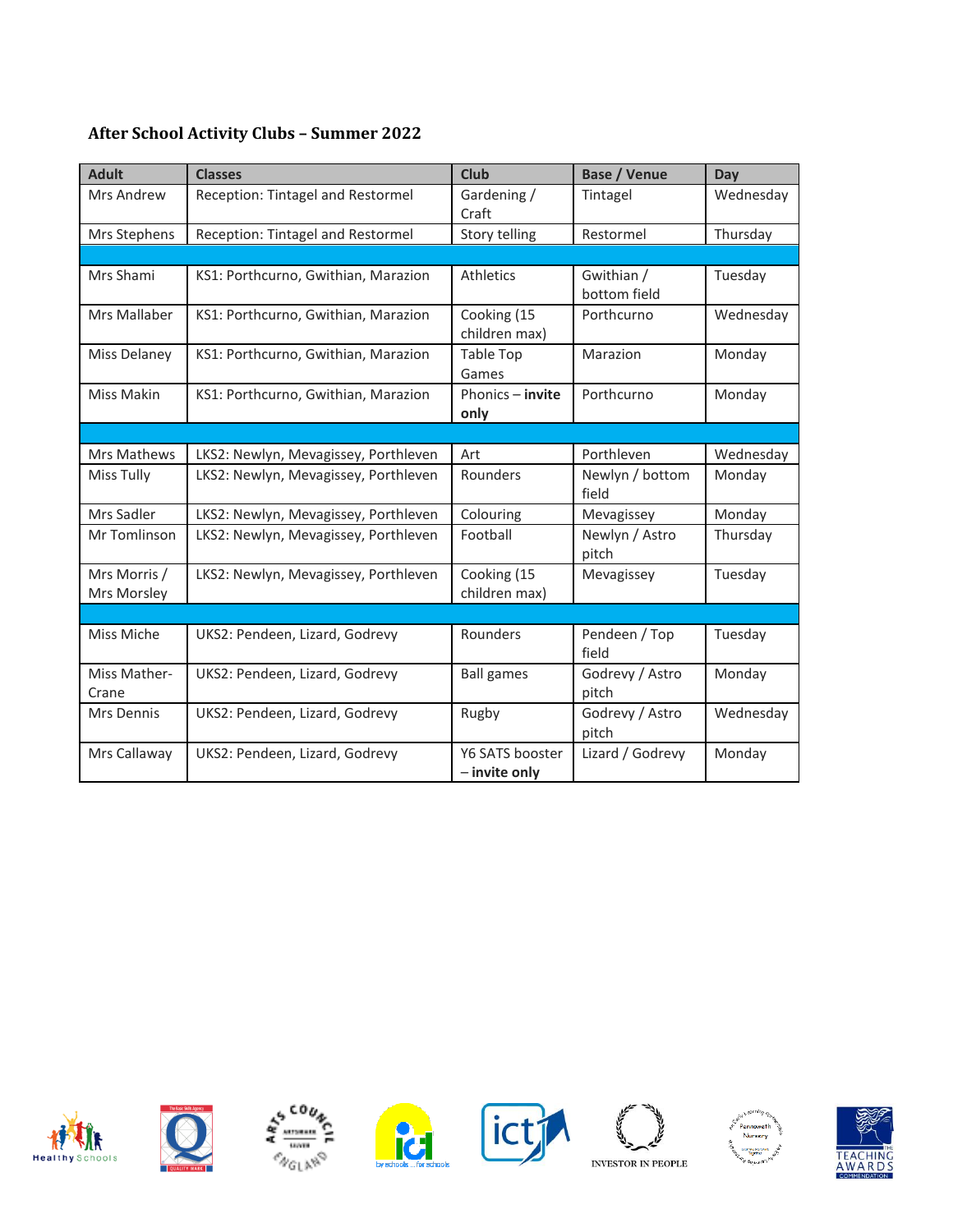**After School Activity Clubs – Summer 2022**

| Adult | Classes | Club | Base / Venue | Day |
|---|---|---|---|---|
| Mrs Andrew | Reception: Tintagel and Restormel | Gardening / Craft | Tintagel | Wednesday |
| Mrs Stephens | Reception: Tintagel and Restormel | Story telling | Restormel | Thursday |
| | | | | |
| Mrs Shami | KS1: Porthcurno, Gwithian, Marazion | Athletics | Gwithian / bottom field | Tuesday |
| Mrs Mallaber | KS1: Porthcurno, Gwithian, Marazion | Cooking (15 children max) | Porthcurno | Wednesday |
| Miss Delaney | KS1: Porthcurno, Gwithian, Marazion | Table Top Games | Marazion | Monday |
| Miss Makin | KS1: Porthcurno, Gwithian, Marazion | Phonics – **invite only** | Porthcurno | Monday |
| | | | | |
| Mrs Mathews | LKS2: Newlyn, Mevagissey, Porthleven | Art | Porthleven | Wednesday |
| Miss Tully | LKS2: Newlyn, Mevagissey, Porthleven | Rounders | Newlyn / bottom field | Monday |
| Mrs Sadler | LKS2: Newlyn, Mevagissey, Porthleven | Colouring | Mevagissey | Monday |
| Mr Tomlinson | LKS2: Newlyn, Mevagissey, Porthleven | Football | Newlyn / Astro pitch | Thursday |
| Mrs Morris / Mrs Morsley | LKS2: Newlyn, Mevagissey, Porthleven | Cooking (15 children max) | Mevagissey | Tuesday |
| | | | | |
| Miss Miche | UKS2: Pendeen, Lizard, Godrevy | Rounders | Pendeen / Top field | Tuesday |
| Miss Mather-Crane | UKS2: Pendeen, Lizard, Godrevy | Ball games | Godrevy / Astro pitch | Monday |
| Mrs Dennis | UKS2: Pendeen, Lizard, Godrevy | Rugby | Godrevy / Astro pitch | Wednesday |
| Mrs Callaway | UKS2: Pendeen, Lizard, Godrevy | Y6 SATS booster – **invite only** | Lizard / Godrevy | Monday |